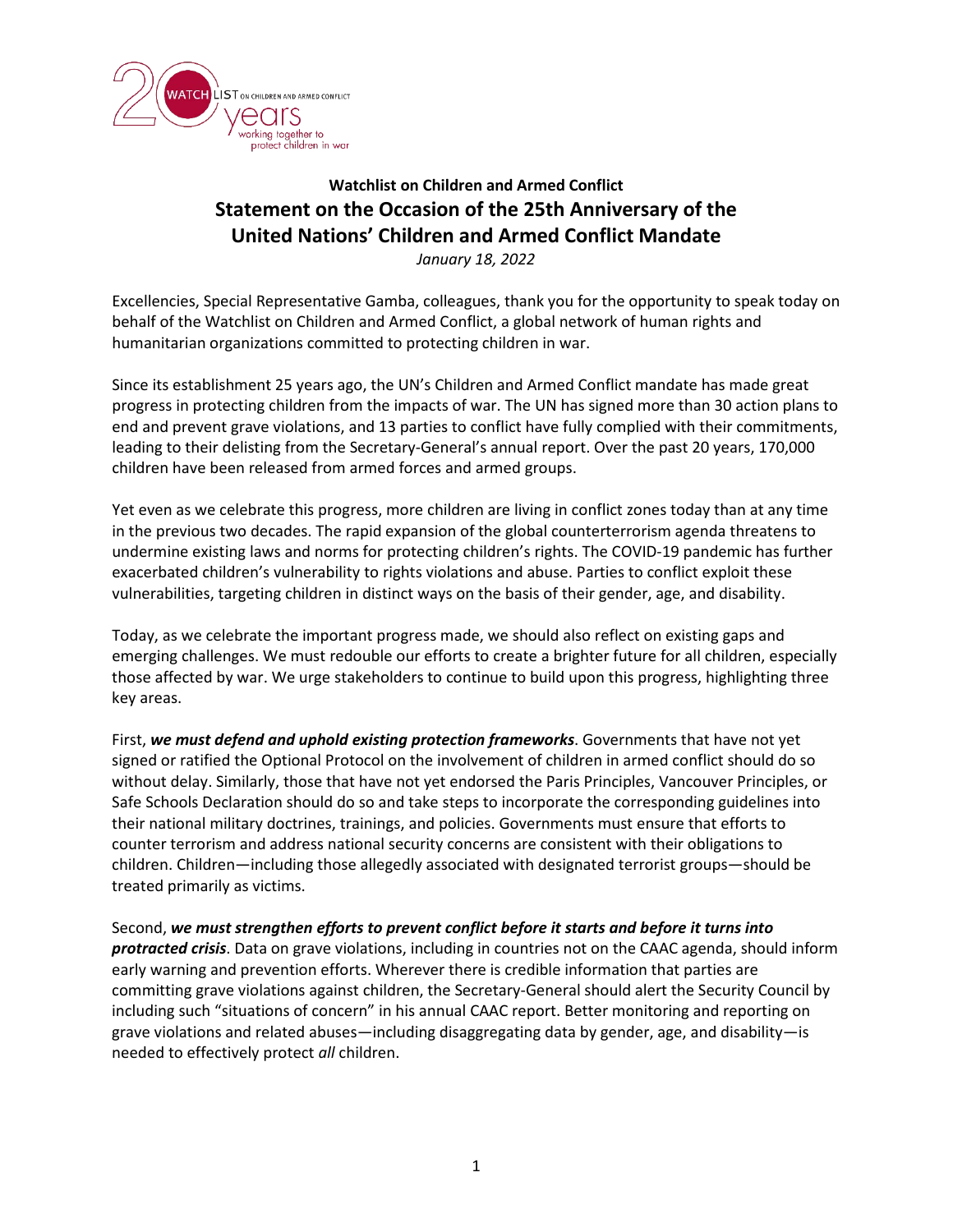**Watchlist on Children and Armed Conflict**

# Statement on the Occasion of the 25th Anniversary of the United Nations' Children and Armed Conflict Mandate

*January 18, 2022*

Excellencies, Special Representative Gamba, colleagues, thank you for the opportunity to speak today on behalf of the Watchlist on Children and Armed Conflict, a global network of human rights and humanitarian organizations committed to protecting children in war.

Since its establishment 25 years ago, the UN's Children and Armed Conflict mandate has made great progress in protecting children from the impacts of war. The UN has signed more than 30 action plans to end and prevent grave violations, and 13 parties to conflict have fully complied with their commitments, leading to their delisting from the Secretary-General's annual report. Over the past 20 years, 170,000 children have been released from armed forces and armed groups.

Yet even as we celebrate this progress, more children are living in conflict zones today than at any time in the previous two decades. The rapid expansion of the global counterterrorism agenda threatens to undermine existing laws and norms for protecting children's rights. The COVID-19 pandemic has further exacerbated children's vulnerability to rights violations and abuse. Parties to conflict exploit these vulnerabilities, targeting children in distinct ways on the basis of their gender, age, and disability.

Today, as we celebrate the important progress made, we should also reflect on existing gaps and emerging challenges. We must redouble our efforts to create a brighter future for all children, especially those affected by war. We urge stakeholders to continue to build upon this progress, highlighting three key areas.

First, ***we must defend and uphold existing protection frameworks***. Governments that have not yet signed or ratified the Optional Protocol on the involvement of children in armed conflict should do so without delay. Similarly, those that have not yet endorsed the Paris Principles, Vancouver Principles, or Safe Schools Declaration should do so and take steps to incorporate the corresponding guidelines into their national military doctrines, trainings, and policies. Governments must ensure that efforts to counter terrorism and address national security concerns are consistent with their obligations to children. Children—including those allegedly associated with designated terrorist groups—should be treated primarily as victims.

Second, ***we must strengthen efforts to prevent conflict before it starts and before it turns into protracted crisis***. Data on grave violations, including in countries not on the CAAC agenda, should inform early warning and prevention efforts. Wherever there is credible information that parties are committing grave violations against children, the Secretary-General should alert the Security Council by including such "situations of concern" in his annual CAAC report. Better monitoring and reporting on grave violations and related abuses—including disaggregating data by gender, age, and disability—is needed to effectively protect *all* children.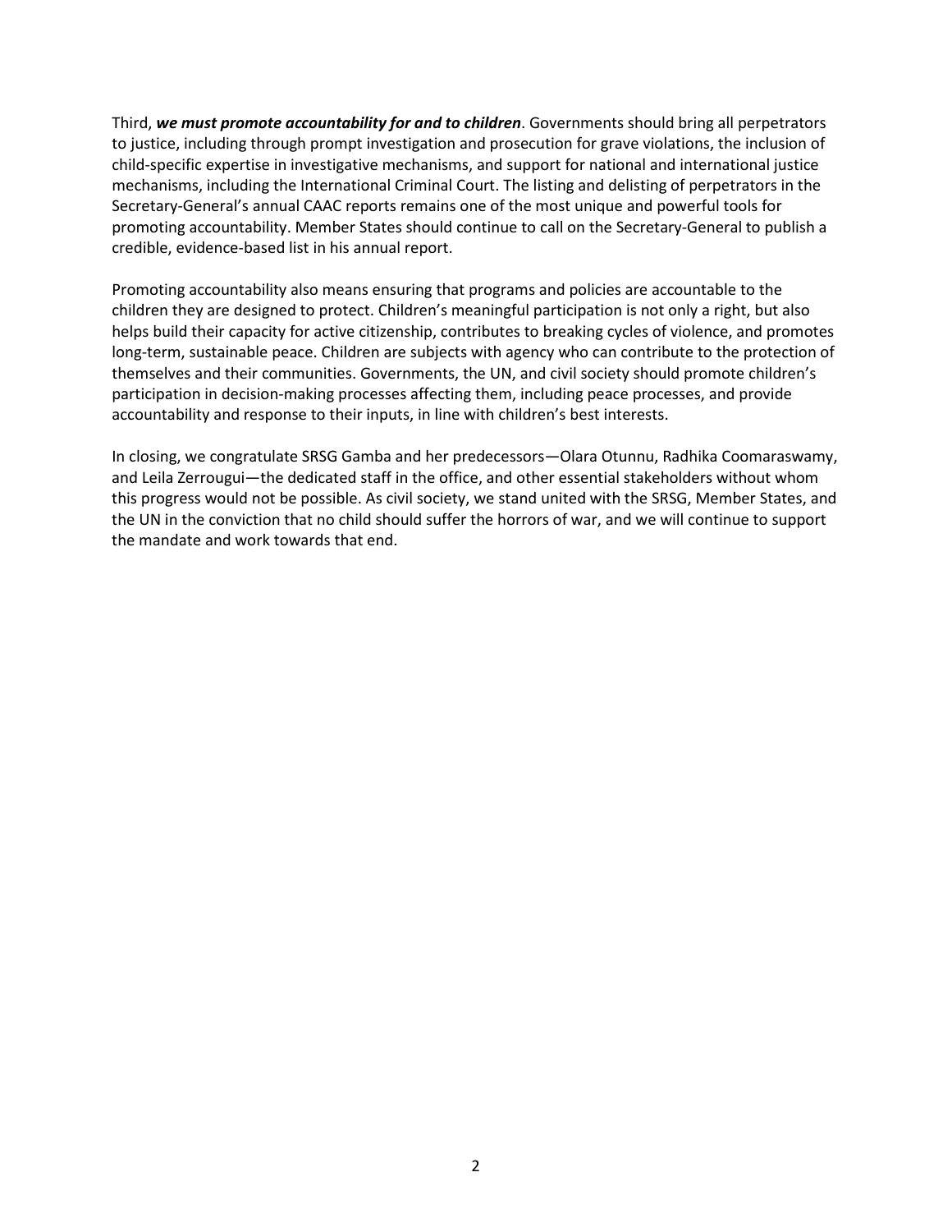Third, ***we must promote accountability for and to children***. Governments should bring all perpetrators to justice, including through prompt investigation and prosecution for grave violations, the inclusion of child-specific expertise in investigative mechanisms, and support for national and international justice mechanisms, including the International Criminal Court. The listing and delisting of perpetrators in the Secretary-General's annual CAAC reports remains one of the most unique and powerful tools for promoting accountability. Member States should continue to call on the Secretary-General to publish a credible, evidence-based list in his annual report.

Promoting accountability also means ensuring that programs and policies are accountable to the children they are designed to protect. Children's meaningful participation is not only a right, but also helps build their capacity for active citizenship, contributes to breaking cycles of violence, and promotes long-term, sustainable peace. Children are subjects with agency who can contribute to the protection of themselves and their communities. Governments, the UN, and civil society should promote children's participation in decision-making processes affecting them, including peace processes, and provide accountability and response to their inputs, in line with children's best interests.

In closing, we congratulate SRSG Gamba and her predecessors—Olara Otunnu, Radhika Coomaraswamy, and Leila Zerrougui—the dedicated staff in the office, and other essential stakeholders without whom this progress would not be possible. As civil society, we stand united with the SRSG, Member States, and the UN in the conviction that no child should suffer the horrors of war, and we will continue to support the mandate and work towards that end.